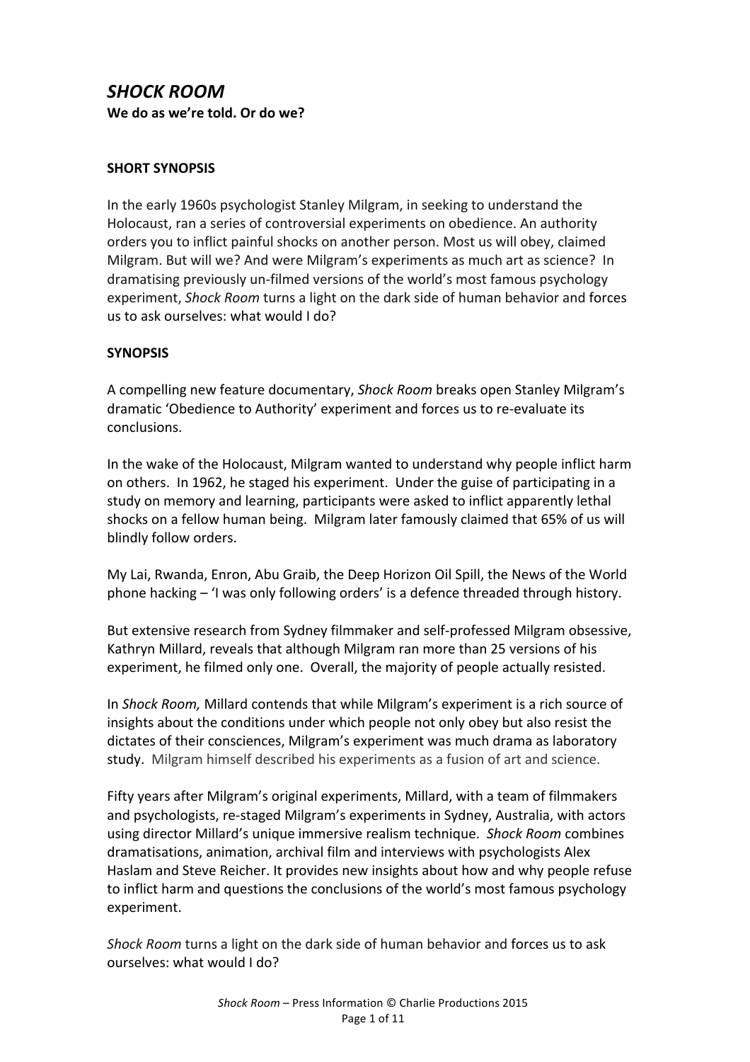# *SHOCK ROOM*

**We do as we're told. Or do we?**

## SHORT SYNOPSIS

In the early 1960s psychologist Stanley Milgram, in seeking to understand the Holocaust, ran a series of controversial experiments on obedience. An authority orders you to inflict painful shocks on another person. Most us will obey, claimed Milgram. But will we? And were Milgram's experiments as much art as science? In dramatising previously un-filmed versions of the world's most famous psychology experiment, *Shock Room* turns a light on the dark side of human behavior and forces us to ask ourselves: what would I do?

## SYNOPSIS

A compelling new feature documentary, *Shock Room* breaks open Stanley Milgram's dramatic 'Obedience to Authority' experiment and forces us to re-evaluate its conclusions.

In the wake of the Holocaust, Milgram wanted to understand why people inflict harm on others. In 1962, he staged his experiment. Under the guise of participating in a study on memory and learning, participants were asked to inflict apparently lethal shocks on a fellow human being. Milgram later famously claimed that 65% of us will blindly follow orders.

My Lai, Rwanda, Enron, Abu Graib, the Deep Horizon Oil Spill, the News of the World phone hacking – 'I was only following orders' is a defence threaded through history.

But extensive research from Sydney filmmaker and self-professed Milgram obsessive, Kathryn Millard, reveals that although Milgram ran more than 25 versions of his experiment, he filmed only one. Overall, the majority of people actually resisted.

In *Shock Room,* Millard contends that while Milgram's experiment is a rich source of insights about the conditions under which people not only obey but also resist the dictates of their consciences, Milgram's experiment was much drama as laboratory study. Milgram himself described his experiments as a fusion of art and science.

Fifty years after Milgram's original experiments, Millard, with a team of filmmakers and psychologists, re-staged Milgram's experiments in Sydney, Australia, with actors using director Millard's unique immersive realism technique. *Shock Room* combines dramatisations, animation, archival film and interviews with psychologists Alex Haslam and Steve Reicher. It provides new insights about how and why people refuse to inflict harm and questions the conclusions of the world's most famous psychology experiment.

*Shock Room* turns a light on the dark side of human behavior and forces us to ask ourselves: what would I do?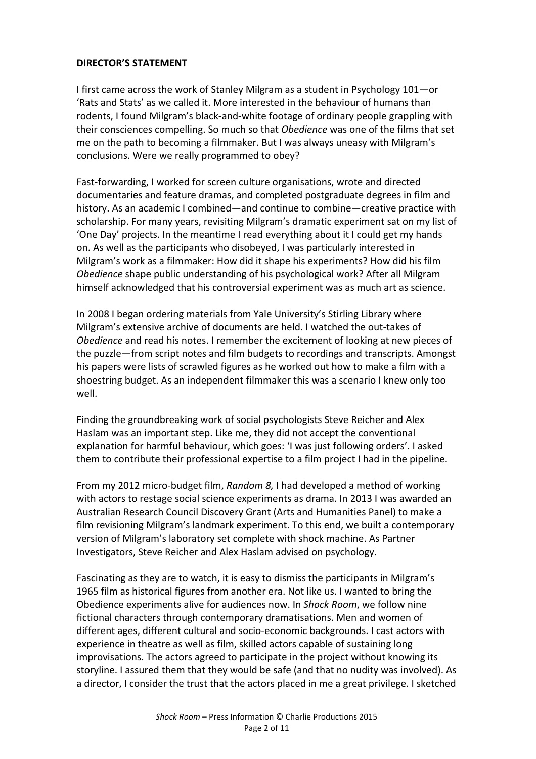**DIRECTOR'S STATEMENT**

I first came across the work of Stanley Milgram as a student in Psychology 101—or 'Rats and Stats' as we called it. More interested in the behaviour of humans than rodents, I found Milgram's black-and-white footage of ordinary people grappling with their consciences compelling. So much so that *Obedience* was one of the films that set me on the path to becoming a filmmaker. But I was always uneasy with Milgram's conclusions. Were we really programmed to obey?

Fast-forwarding, I worked for screen culture organisations, wrote and directed documentaries and feature dramas, and completed postgraduate degrees in film and history. As an academic I combined—and continue to combine—creative practice with scholarship. For many years, revisiting Milgram's dramatic experiment sat on my list of 'One Day' projects. In the meantime I read everything about it I could get my hands on. As well as the participants who disobeyed, I was particularly interested in Milgram's work as a filmmaker: How did it shape his experiments? How did his film *Obedience* shape public understanding of his psychological work? After all Milgram himself acknowledged that his controversial experiment was as much art as science.

In 2008 I began ordering materials from Yale University's Stirling Library where Milgram's extensive archive of documents are held. I watched the out-takes of *Obedience* and read his notes. I remember the excitement of looking at new pieces of the puzzle—from script notes and film budgets to recordings and transcripts. Amongst his papers were lists of scrawled figures as he worked out how to make a film with a shoestring budget. As an independent filmmaker this was a scenario I knew only too well.

Finding the groundbreaking work of social psychologists Steve Reicher and Alex Haslam was an important step. Like me, they did not accept the conventional explanation for harmful behaviour, which goes: 'I was just following orders'. I asked them to contribute their professional expertise to a film project I had in the pipeline.

From my 2012 micro-budget film, *Random 8,* I had developed a method of working with actors to restage social science experiments as drama. In 2013 I was awarded an Australian Research Council Discovery Grant (Arts and Humanities Panel) to make a film revisioning Milgram's landmark experiment. To this end, we built a contemporary version of Milgram's laboratory set complete with shock machine. As Partner Investigators, Steve Reicher and Alex Haslam advised on psychology.

Fascinating as they are to watch, it is easy to dismiss the participants in Milgram's 1965 film as historical figures from another era. Not like us. I wanted to bring the Obedience experiments alive for audiences now. In *Shock Room*, we follow nine fictional characters through contemporary dramatisations. Men and women of different ages, different cultural and socio-economic backgrounds. I cast actors with experience in theatre as well as film, skilled actors capable of sustaining long improvisations. The actors agreed to participate in the project without knowing its storyline. I assured them that they would be safe (and that no nudity was involved). As a director, I consider the trust that the actors placed in me a great privilege. I sketched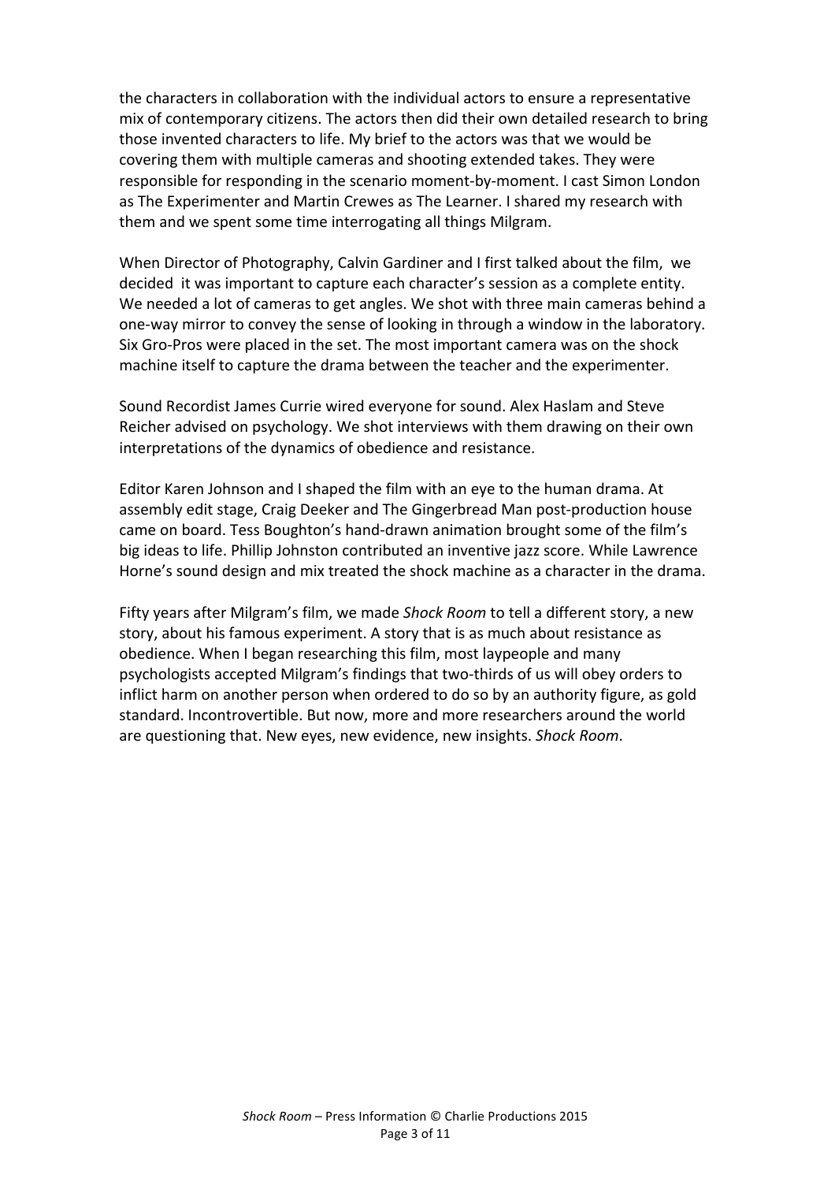the characters in collaboration with the individual actors to ensure a representative mix of contemporary citizens. The actors then did their own detailed research to bring those invented characters to life. My brief to the actors was that we would be covering them with multiple cameras and shooting extended takes. They were responsible for responding in the scenario moment-by-moment. I cast Simon London as The Experimenter and Martin Crewes as The Learner. I shared my research with them and we spent some time interrogating all things Milgram.

When Director of Photography, Calvin Gardiner and I first talked about the film, we decided it was important to capture each character's session as a complete entity. We needed a lot of cameras to get angles. We shot with three main cameras behind a one-way mirror to convey the sense of looking in through a window in the laboratory. Six Gro-Pros were placed in the set. The most important camera was on the shock machine itself to capture the drama between the teacher and the experimenter.

Sound Recordist James Currie wired everyone for sound. Alex Haslam and Steve Reicher advised on psychology. We shot interviews with them drawing on their own interpretations of the dynamics of obedience and resistance.

Editor Karen Johnson and I shaped the film with an eye to the human drama. At assembly edit stage, Craig Deeker and The Gingerbread Man post-production house came on board. Tess Boughton's hand-drawn animation brought some of the film's big ideas to life. Phillip Johnston contributed an inventive jazz score. While Lawrence Horne's sound design and mix treated the shock machine as a character in the drama.

Fifty years after Milgram's film, we made *Shock Room* to tell a different story, a new story, about his famous experiment. A story that is as much about resistance as obedience. When I began researching this film, most laypeople and many psychologists accepted Milgram's findings that two-thirds of us will obey orders to inflict harm on another person when ordered to do so by an authority figure, as gold standard. Incontrovertible. But now, more and more researchers around the world are questioning that. New eyes, new evidence, new insights. *Shock Room*.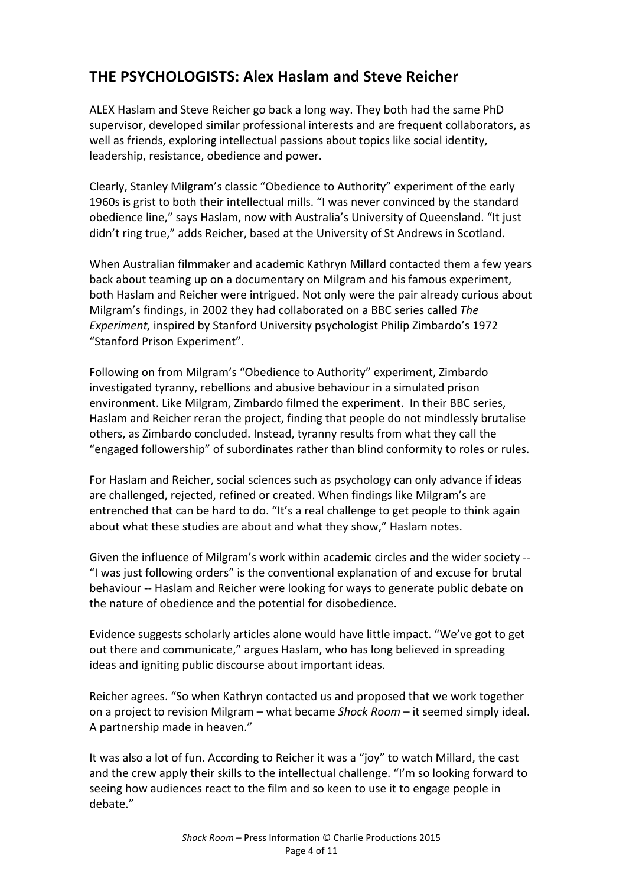## THE PSYCHOLOGISTS: Alex Haslam and Steve Reicher

ALEX Haslam and Steve Reicher go back a long way. They both had the same PhD supervisor, developed similar professional interests and are frequent collaborators, as well as friends, exploring intellectual passions about topics like social identity, leadership, resistance, obedience and power.

Clearly, Stanley Milgram's classic "Obedience to Authority" experiment of the early 1960s is grist to both their intellectual mills. "I was never convinced by the standard obedience line," says Haslam, now with Australia's University of Queensland. "It just didn't ring true," adds Reicher, based at the University of St Andrews in Scotland.

When Australian filmmaker and academic Kathryn Millard contacted them a few years back about teaming up on a documentary on Milgram and his famous experiment, both Haslam and Reicher were intrigued. Not only were the pair already curious about Milgram's findings, in 2002 they had collaborated on a BBC series called *The Experiment,* inspired by Stanford University psychologist Philip Zimbardo's 1972 "Stanford Prison Experiment".

Following on from Milgram's "Obedience to Authority" experiment, Zimbardo investigated tyranny, rebellions and abusive behaviour in a simulated prison environment. Like Milgram, Zimbardo filmed the experiment. In their BBC series, Haslam and Reicher reran the project, finding that people do not mindlessly brutalise others, as Zimbardo concluded. Instead, tyranny results from what they call the "engaged followership" of subordinates rather than blind conformity to roles or rules.

For Haslam and Reicher, social sciences such as psychology can only advance if ideas are challenged, rejected, refined or created. When findings like Milgram's are entrenched that can be hard to do. "It's a real challenge to get people to think again about what these studies are about and what they show," Haslam notes.

Given the influence of Milgram's work within academic circles and the wider society -- "I was just following orders" is the conventional explanation of and excuse for brutal behaviour -- Haslam and Reicher were looking for ways to generate public debate on the nature of obedience and the potential for disobedience.

Evidence suggests scholarly articles alone would have little impact. "We've got to get out there and communicate," argues Haslam, who has long believed in spreading ideas and igniting public discourse about important ideas.

Reicher agrees. "So when Kathryn contacted us and proposed that we work together on a project to revision Milgram – what became *Shock Room* – it seemed simply ideal. A partnership made in heaven."

It was also a lot of fun. According to Reicher it was a "joy" to watch Millard, the cast and the crew apply their skills to the intellectual challenge. "I'm so looking forward to seeing how audiences react to the film and so keen to use it to engage people in debate."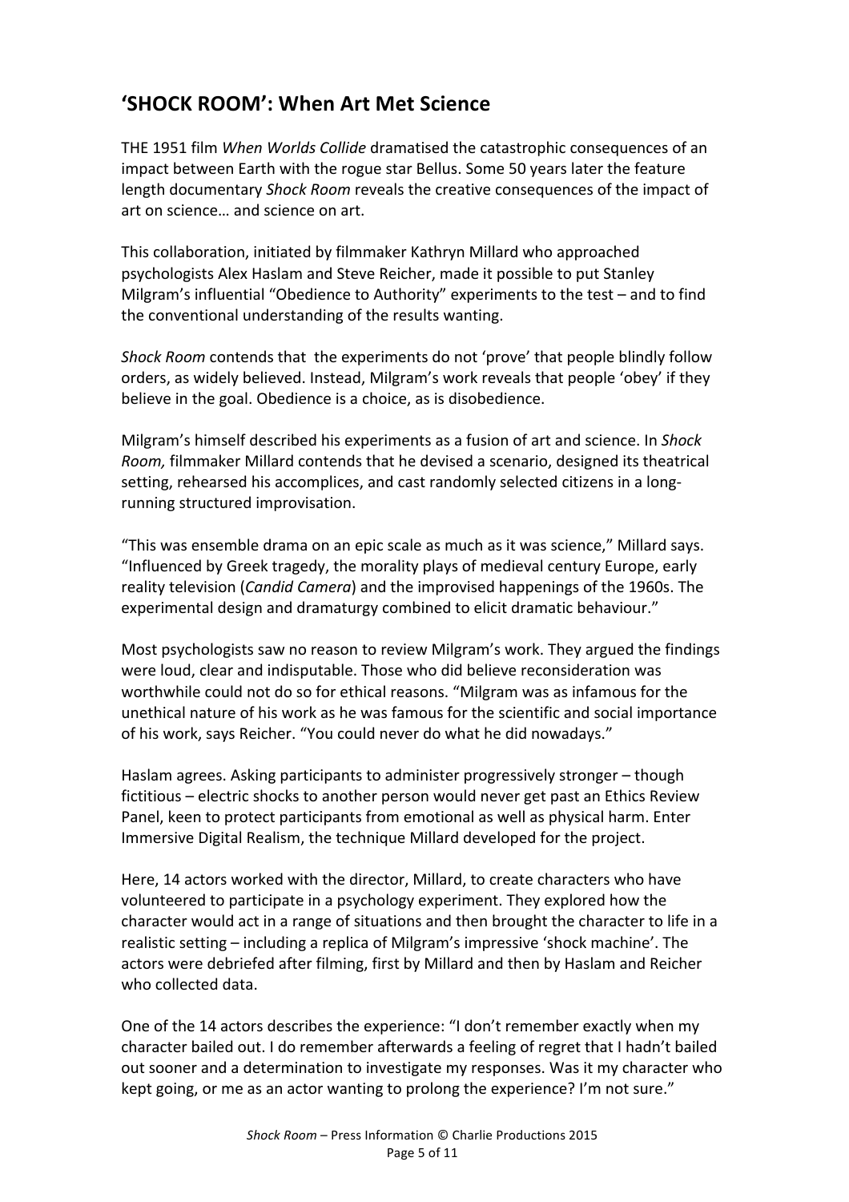## 'SHOCK ROOM': When Art Met Science

THE 1951 film *When Worlds Collide* dramatised the catastrophic consequences of an impact between Earth with the rogue star Bellus. Some 50 years later the feature length documentary *Shock Room* reveals the creative consequences of the impact of art on science… and science on art.

This collaboration, initiated by filmmaker Kathryn Millard who approached psychologists Alex Haslam and Steve Reicher, made it possible to put Stanley Milgram's influential "Obedience to Authority" experiments to the test – and to find the conventional understanding of the results wanting.

*Shock Room* contends that the experiments do not 'prove' that people blindly follow orders, as widely believed. Instead, Milgram's work reveals that people 'obey' if they believe in the goal. Obedience is a choice, as is disobedience.

Milgram's himself described his experiments as a fusion of art and science. In *Shock Room,* filmmaker Millard contends that he devised a scenario, designed its theatrical setting, rehearsed his accomplices, and cast randomly selected citizens in a long-running structured improvisation.

"This was ensemble drama on an epic scale as much as it was science," Millard says. "Influenced by Greek tragedy, the morality plays of medieval century Europe, early reality television (*Candid Camera*) and the improvised happenings of the 1960s. The experimental design and dramaturgy combined to elicit dramatic behaviour."

Most psychologists saw no reason to review Milgram's work. They argued the findings were loud, clear and indisputable. Those who did believe reconsideration was worthwhile could not do so for ethical reasons. "Milgram was as infamous for the unethical nature of his work as he was famous for the scientific and social importance of his work, says Reicher. "You could never do what he did nowadays."

Haslam agrees. Asking participants to administer progressively stronger – though fictitious – electric shocks to another person would never get past an Ethics Review Panel, keen to protect participants from emotional as well as physical harm. Enter Immersive Digital Realism, the technique Millard developed for the project.

Here, 14 actors worked with the director, Millard, to create characters who have volunteered to participate in a psychology experiment. They explored how the character would act in a range of situations and then brought the character to life in a realistic setting – including a replica of Milgram's impressive 'shock machine'. The actors were debriefed after filming, first by Millard and then by Haslam and Reicher who collected data.

One of the 14 actors describes the experience: "I don't remember exactly when my character bailed out. I do remember afterwards a feeling of regret that I hadn't bailed out sooner and a determination to investigate my responses. Was it my character who kept going, or me as an actor wanting to prolong the experience? I'm not sure."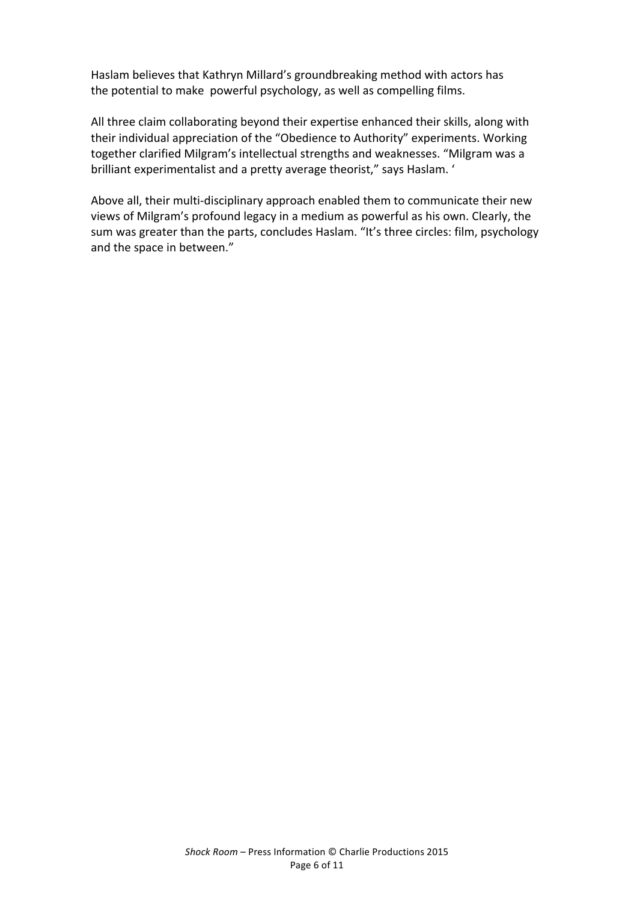Haslam believes that Kathryn Millard's groundbreaking method with actors has the potential to make powerful psychology, as well as compelling films.

All three claim collaborating beyond their expertise enhanced their skills, along with their individual appreciation of the "Obedience to Authority" experiments. Working together clarified Milgram's intellectual strengths and weaknesses. "Milgram was a brilliant experimentalist and a pretty average theorist," says Haslam. '

Above all, their multi-disciplinary approach enabled them to communicate their new views of Milgram's profound legacy in a medium as powerful as his own. Clearly, the sum was greater than the parts, concludes Haslam. "It's three circles: film, psychology and the space in between."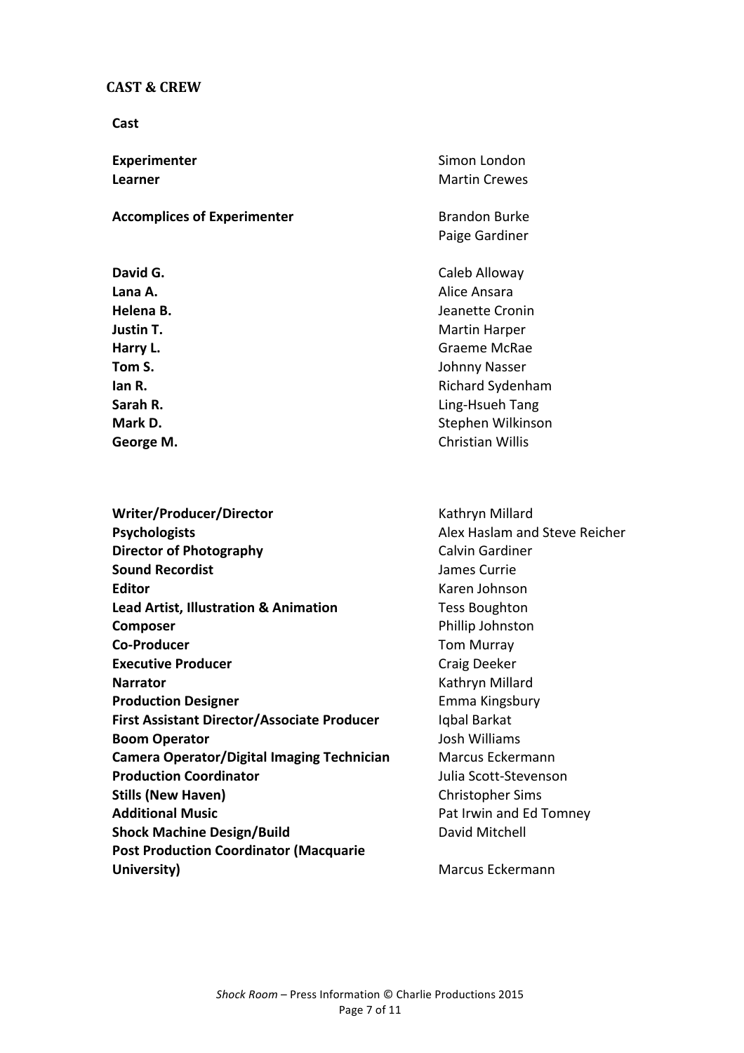## CAST & CREW

### Cast

| Role | Name |
| --- | --- |
| **Experimenter** | Simon London |
| **Learner** | Martin Crewes |
| **Accomplices of Experimenter** | Brandon Burke |
| | Paige Gardiner |
| **David G.** | Caleb Alloway |
| **Lana A.** | Alice Ansara |
| **Helena B.** | Jeanette Cronin |
| **Justin T.** | Martin Harper |
| **Harry L.** | Graeme McRae |
| **Tom S.** | Johnny Nasser |
| **Ian R.** | Richard Sydenham |
| **Sarah R.** | Ling-Hsueh Tang |
| **Mark D.** | Stephen Wilkinson |
| **George M.** | Christian Willis |

| Role | Name |
| --- | --- |
| **Writer/Producer/Director** | Kathryn Millard |
| **Psychologists** | Alex Haslam and Steve Reicher |
| **Director of Photography** | Calvin Gardiner |
| **Sound Recordist** | James Currie |
| **Editor** | Karen Johnson |
| **Lead Artist, Illustration & Animation** | Tess Boughton |
| **Composer** | Phillip Johnston |
| **Co-Producer** | Tom Murray |
| **Executive Producer** | Craig Deeker |
| **Narrator** | Kathryn Millard |
| **Production Designer** | Emma Kingsbury |
| **First Assistant Director/Associate Producer** | Iqbal Barkat |
| **Boom Operator** | Josh Williams |
| **Camera Operator/Digital Imaging Technician** | Marcus Eckermann |
| **Production Coordinator** | Julia Scott-Stevenson |
| **Stills (New Haven)** | Christopher Sims |
| **Additional Music** | Pat Irwin and Ed Tomney |
| **Shock Machine Design/Build** | David Mitchell |
| **Post Production Coordinator (Macquarie University)** | Marcus Eckermann |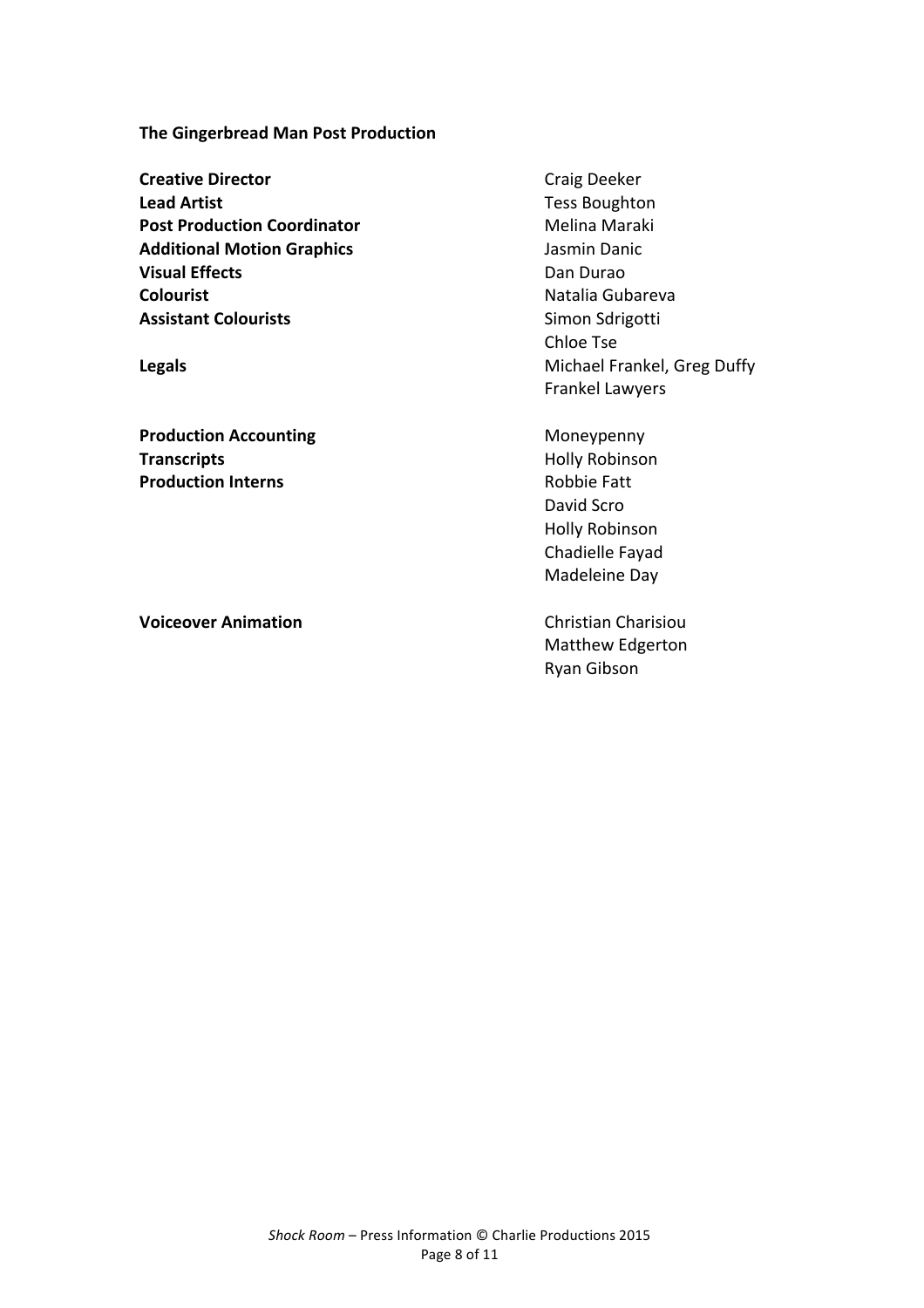**The Gingerbread Man Post Production**

| | |
|---|---|
| **Creative Director** | Craig Deeker |
| **Lead Artist** | Tess Boughton |
| **Post Production Coordinator** | Melina Maraki |
| **Additional Motion Graphics** | Jasmin Danic |
| **Visual Effects** | Dan Durao |
| **Colourist** | Natalia Gubareva |
| **Assistant Colourists** | Simon Sdrigotti<br>Chloe Tse |
| **Legals** | Michael Frankel, Greg Duffy<br>Frankel Lawyers |
| **Production Accounting** | Moneypenny |
| **Transcripts** | Holly Robinson |
| **Production Interns** | Robbie Fatt<br>David Scro<br>Holly Robinson<br>Chadielle Fayad<br>Madeleine Day |
| **Voiceover Animation** | Christian Charisiou<br>Matthew Edgerton<br>Ryan Gibson |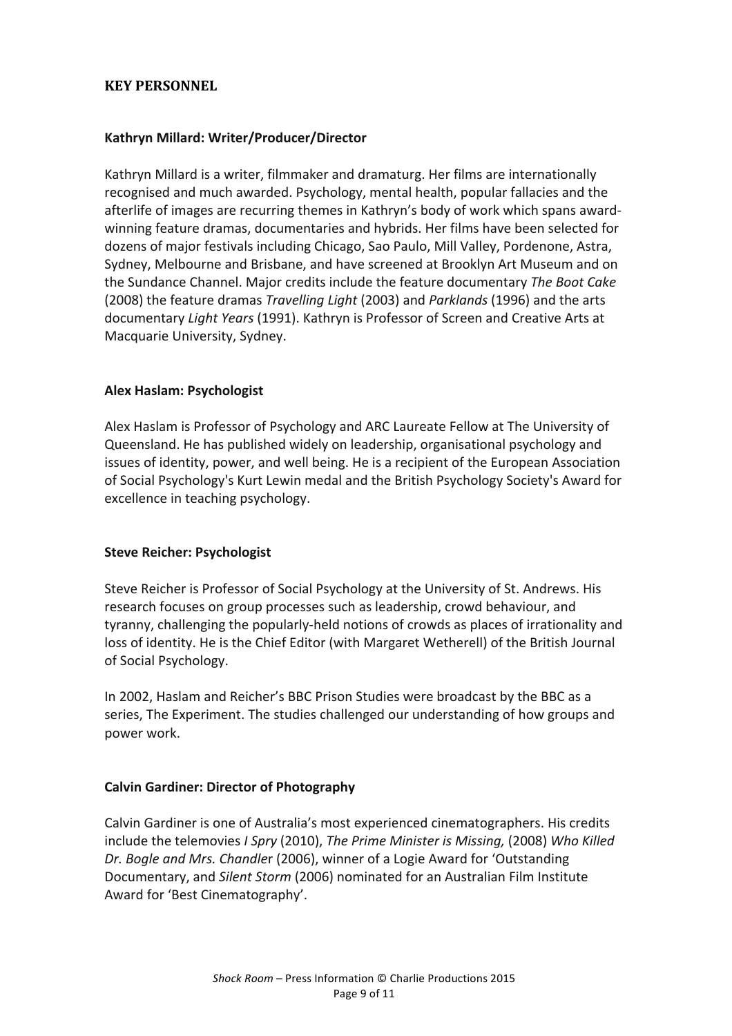## KEY PERSONNEL

### Kathryn Millard: Writer/Producer/Director

Kathryn Millard is a writer, filmmaker and dramaturg. Her films are internationally recognised and much awarded. Psychology, mental health, popular fallacies and the afterlife of images are recurring themes in Kathryn's body of work which spans award-winning feature dramas, documentaries and hybrids. Her films have been selected for dozens of major festivals including Chicago, Sao Paulo, Mill Valley, Pordenone, Astra, Sydney, Melbourne and Brisbane, and have screened at Brooklyn Art Museum and on the Sundance Channel. Major credits include the feature documentary *The Boot Cake* (2008) the feature dramas *Travelling Light* (2003) and *Parklands* (1996) and the arts documentary *Light Years* (1991). Kathryn is Professor of Screen and Creative Arts at Macquarie University, Sydney.

### Alex Haslam: Psychologist

Alex Haslam is Professor of Psychology and ARC Laureate Fellow at The University of Queensland. He has published widely on leadership, organisational psychology and issues of identity, power, and well being. He is a recipient of the European Association of Social Psychology's Kurt Lewin medal and the British Psychology Society's Award for excellence in teaching psychology.

### Steve Reicher: Psychologist

Steve Reicher is Professor of Social Psychology at the University of St. Andrews. His research focuses on group processes such as leadership, crowd behaviour, and tyranny, challenging the popularly-held notions of crowds as places of irrationality and loss of identity. He is the Chief Editor (with Margaret Wetherell) of the British Journal of Social Psychology.

In 2002, Haslam and Reicher's BBC Prison Studies were broadcast by the BBC as a series, The Experiment. The studies challenged our understanding of how groups and power work.

### Calvin Gardiner: Director of Photography

Calvin Gardiner is one of Australia's most experienced cinematographers. His credits include the telemovies *I Spry* (2010), *The Prime Minister is Missing,* (2008) *Who Killed Dr. Bogle and Mrs. Chandler* (2006), winner of a Logie Award for 'Outstanding Documentary, and *Silent Storm* (2006) nominated for an Australian Film Institute Award for 'Best Cinematography'.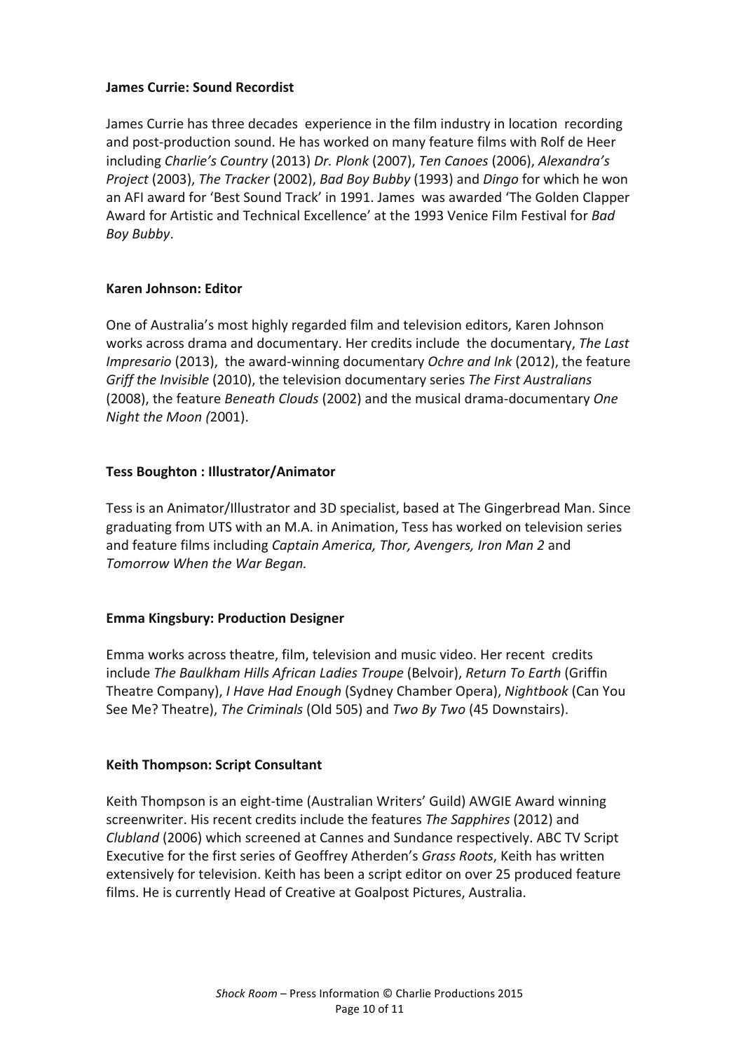**James Currie: Sound Recordist**

James Currie has three decades experience in the film industry in location recording and post-production sound. He has worked on many feature films with Rolf de Heer including *Charlie's Country* (2013) *Dr. Plonk* (2007), *Ten Canoes* (2006), *Alexandra's Project* (2003), *The Tracker* (2002), *Bad Boy Bubby* (1993) and *Dingo* for which he won an AFI award for 'Best Sound Track' in 1991. James was awarded 'The Golden Clapper Award for Artistic and Technical Excellence' at the 1993 Venice Film Festival for *Bad Boy Bubby*.

**Karen Johnson: Editor**

One of Australia's most highly regarded film and television editors, Karen Johnson works across drama and documentary. Her credits include the documentary, *The Last Impresario* (2013), the award-winning documentary *Ochre and Ink* (2012), the feature *Griff the Invisible* (2010), the television documentary series *The First Australians* (2008), the feature *Beneath Clouds* (2002) and the musical drama-documentary *One Night the Moon (*2001).

**Tess Boughton : Illustrator/Animator**

Tess is an Animator/Illustrator and 3D specialist, based at The Gingerbread Man. Since graduating from UTS with an M.A. in Animation, Tess has worked on television series and feature films including *Captain America, Thor, Avengers, Iron Man 2* and *Tomorrow When the War Began.*

**Emma Kingsbury: Production Designer**

Emma works across theatre, film, television and music video. Her recent credits include *The Baulkham Hills African Ladies Troupe* (Belvoir), *Return To Earth* (Griffin Theatre Company), *I Have Had Enough* (Sydney Chamber Opera), *Nightbook* (Can You See Me? Theatre), *The Criminals* (Old 505) and *Two By Two* (45 Downstairs).

**Keith Thompson: Script Consultant**

Keith Thompson is an eight-time (Australian Writers' Guild) AWGIE Award winning screenwriter. His recent credits include the features *The Sapphires* (2012) and *Clubland* (2006) which screened at Cannes and Sundance respectively. ABC TV Script Executive for the first series of Geoffrey Atherden's *Grass Roots*, Keith has written extensively for television. Keith has been a script editor on over 25 produced feature films. He is currently Head of Creative at Goalpost Pictures, Australia.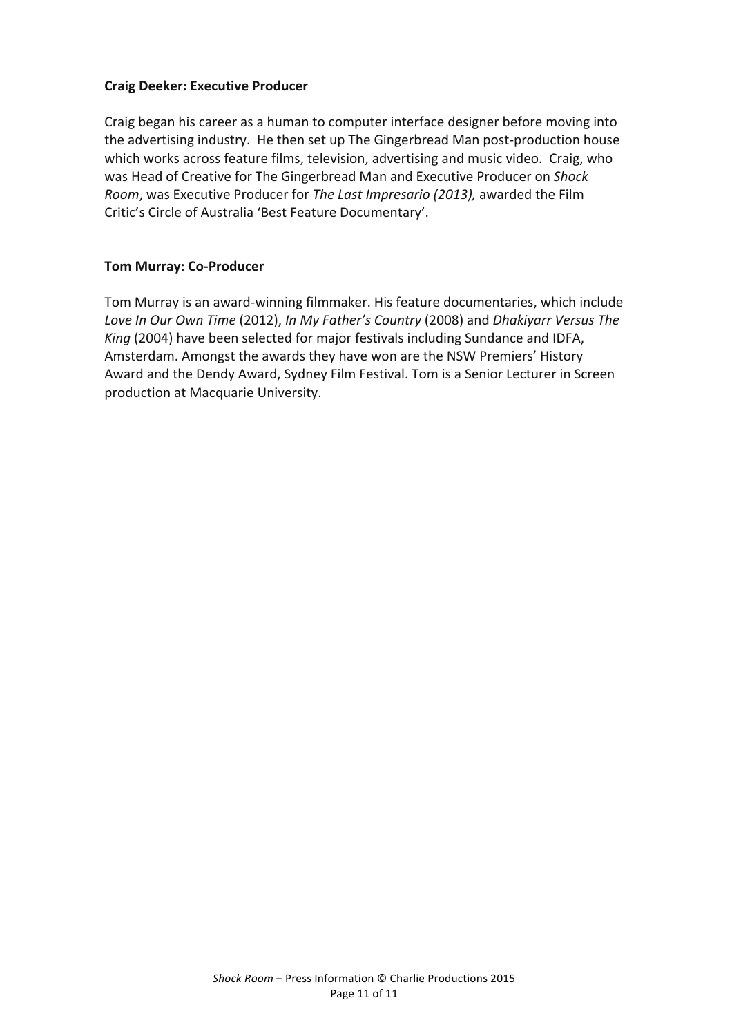**Craig Deeker: Executive Producer**

Craig began his career as a human to computer interface designer before moving into the advertising industry. He then set up The Gingerbread Man post-production house which works across feature films, television, advertising and music video. Craig, who was Head of Creative for The Gingerbread Man and Executive Producer on *Shock Room*, was Executive Producer for *The Last Impresario (2013),* awarded the Film Critic's Circle of Australia 'Best Feature Documentary'.

**Tom Murray: Co-Producer**

Tom Murray is an award-winning filmmaker. His feature documentaries, which include *Love In Our Own Time* (2012), *In My Father's Country* (2008) and *Dhakiyarr Versus The King* (2004) have been selected for major festivals including Sundance and IDFA, Amsterdam. Amongst the awards they have won are the NSW Premiers' History Award and the Dendy Award, Sydney Film Festival. Tom is a Senior Lecturer in Screen production at Macquarie University.